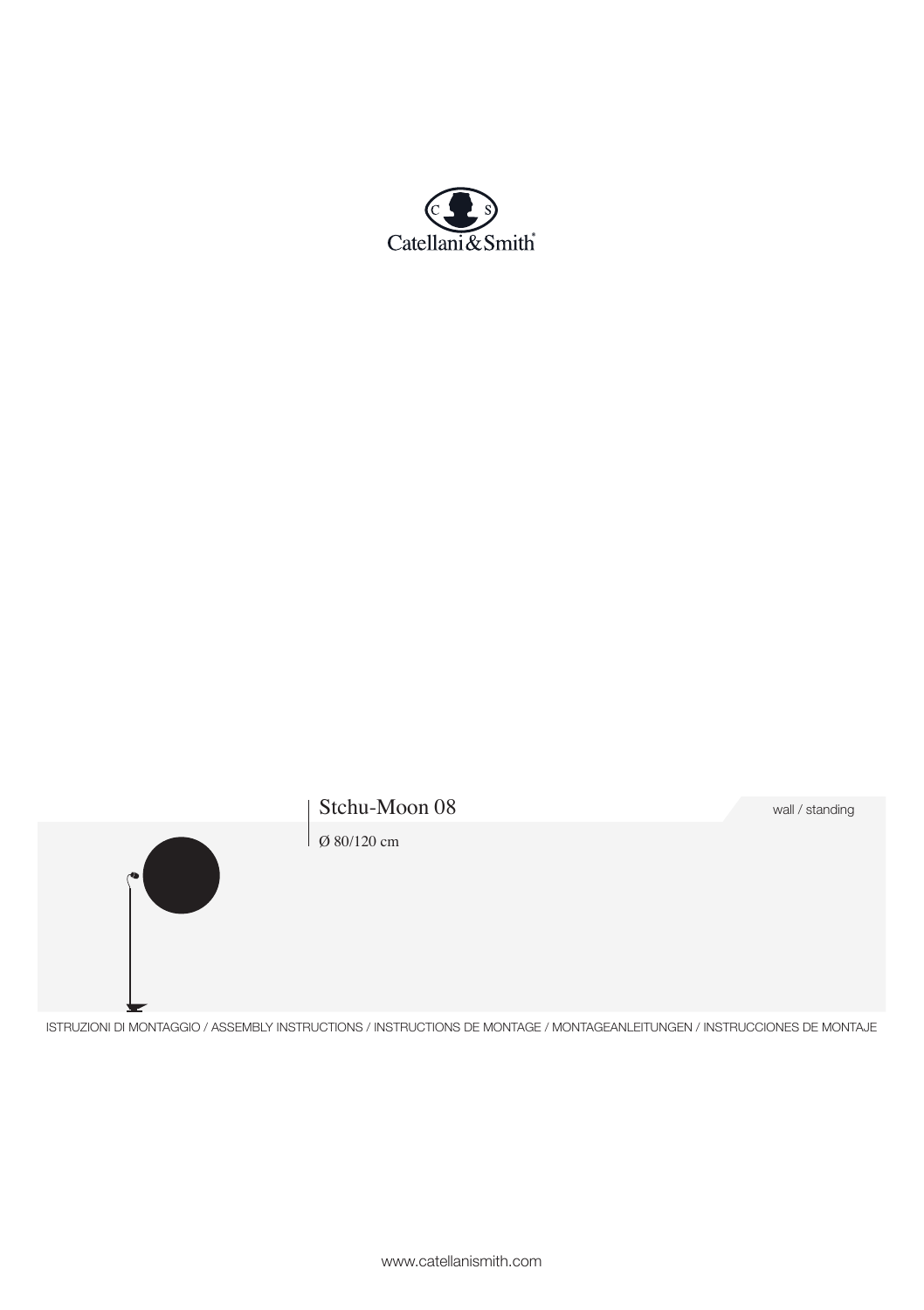Catellani&Smith

# Stchu-Moon 08

wall / standing

Ø 80/120 cm

ISTRUZIONI DI MONTAGGIO / ASSEMBLY INSTRUCTIONS / INSTRUCTIONS DE MONTAGE / MONTAGEANLEITUNGEN / INSTRUCCIONES DE MONTAJE

www.catellanismith.com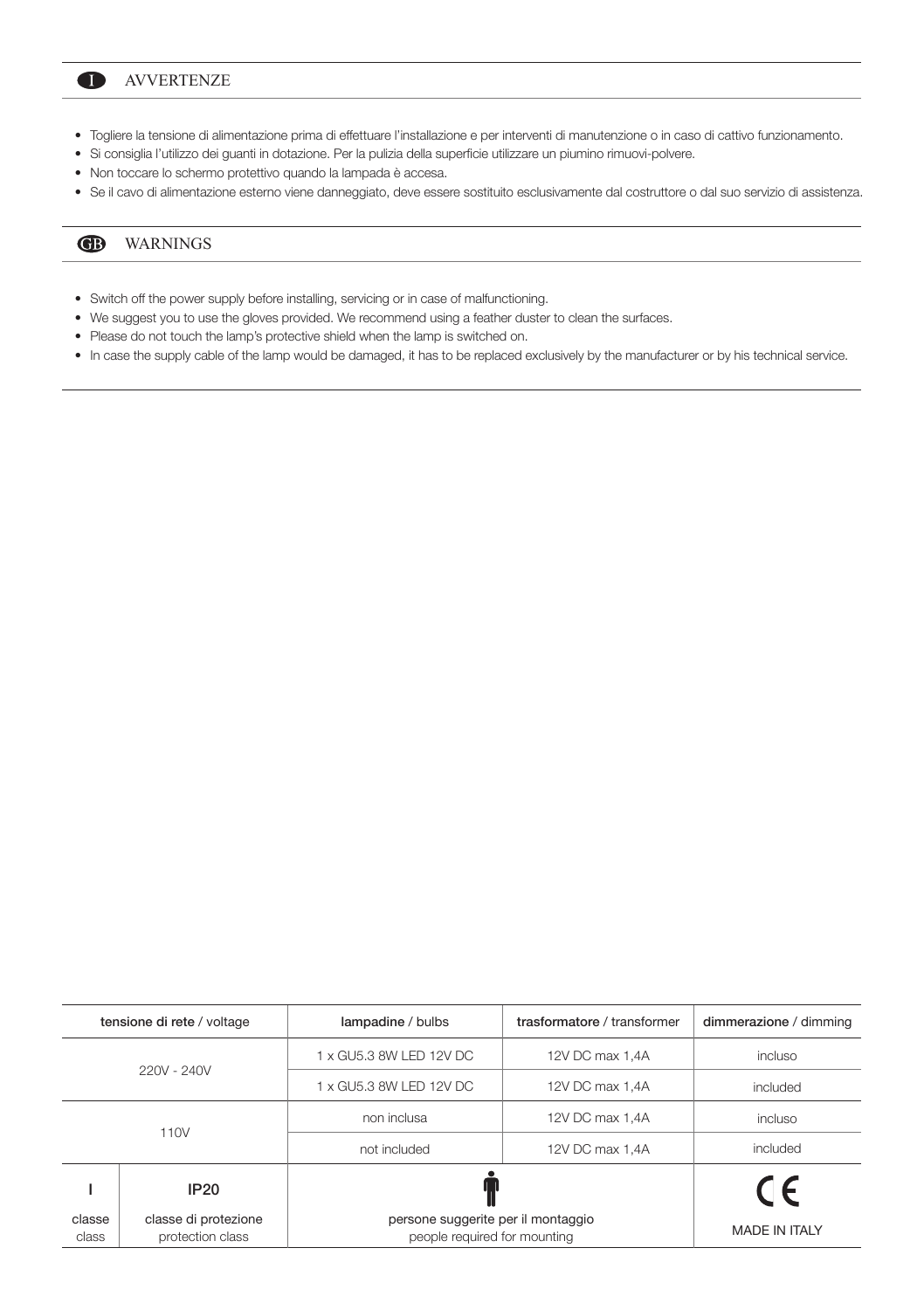## I AVVERTENZE

- Togliere la tensione di alimentazione prima di effettuare l'installazione e per interventi di manutenzione o in caso di cattivo funzionamento.
- Si consiglia l'utilizzo dei guanti in dotazione. Per la pulizia della superficie utilizzare un piumino rimuovi-polvere.
- Non toccare lo schermo protettivo quando la lampada è accesa.
- Se il cavo di alimentazione esterno viene danneggiato, deve essere sostituito esclusivamente dal costruttore o dal suo servizio di assistenza.

## GB WARNINGS

- Switch off the power supply before installing, servicing or in case of malfunctioning.
- We suggest you to use the gloves provided. We recommend using a feather duster to clean the surfaces.
- Please do not touch the lamp's protective shield when the lamp is switched on.
- In case the supply cable of the lamp would be damaged, it has to be replaced exclusively by the manufacturer or by his technical service.

| **tensione di rete** / voltage | | **lampadine** / bulbs | **trasformatore** / transformer | **dimmerazione** / dimming |
|---|---|---|---|---|
| 220V - 240V | | 1 x GU5.3 8W LED 12V DC | 12V DC max 1,4A | incluso |
| | | 1 x GU5.3 8W LED 12V DC | 12V DC max 1,4A | included |
| 110V | | non inclusa | 12V DC max 1,4A | incluso |
| | | not included | 12V DC max 1,4A | included |
| I<br>classe<br>class | **IP20**<br>classe di protezione<br>protection class | persone suggerite per il montaggio<br>people required for mounting | | CE<br>MADE IN ITALY |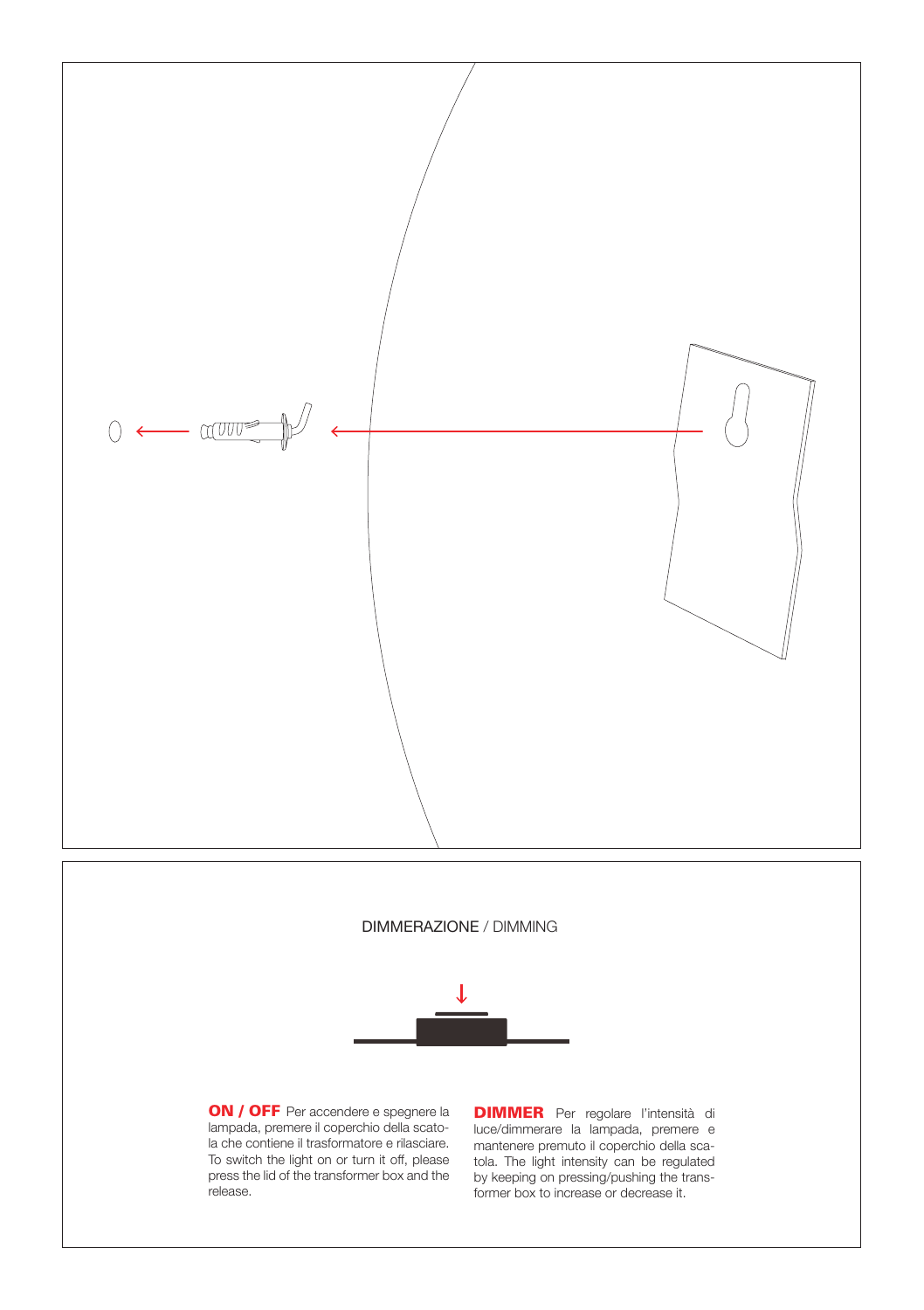## DIMMERAZIONE / DIMMING

**ON / OFF** Per accendere e spegnere la lampada, premere il coperchio della scatola che contiene il trasformatore e rilasciare. To switch the light on or turn it off, please press the lid of the transformer box and the release.

**DIMMER** Per regolare l'intensità di luce/dimmerare la lampada, premere e mantenere premuto il coperchio della scatola. The light intensity can be regulated by keeping on pressing/pushing the transformer box to increase or decrease it.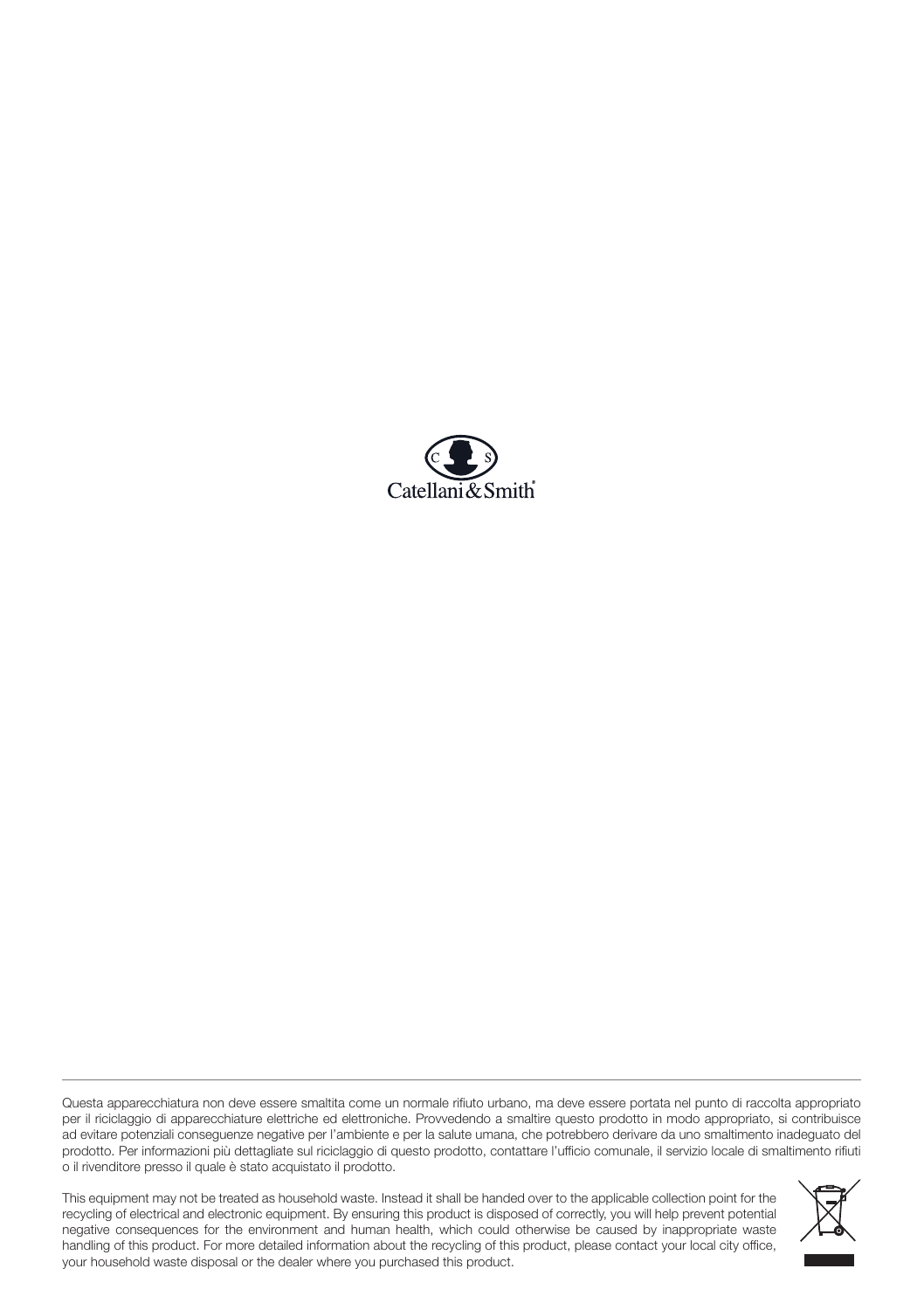Catellani&Smith®

Questa apparecchiatura non deve essere smaltita come un normale rifiuto urbano, ma deve essere portata nel punto di raccolta appropriato per il riciclaggio di apparecchiature elettriche ed elettroniche. Provvedendo a smaltire questo prodotto in modo appropriato, si contribuisce ad evitare potenziali conseguenze negative per l'ambiente e per la salute umana, che potrebbero derivare da uno smaltimento inadeguato del prodotto. Per informazioni più dettagliate sul riciclaggio di questo prodotto, contattare l'ufficio comunale, il servizio locale di smaltimento rifiuti o il rivenditore presso il quale è stato acquistato il prodotto.

This equipment may not be treated as household waste. Instead it shall be handed over to the applicable collection point for the recycling of electrical and electronic equipment. By ensuring this product is disposed of correctly, you will help prevent potential negative consequences for the environment and human health, which could otherwise be caused by inappropriate waste handling of this product. For more detailed information about the recycling of this product, please contact your local city office, your household waste disposal or the dealer where you purchased this product.